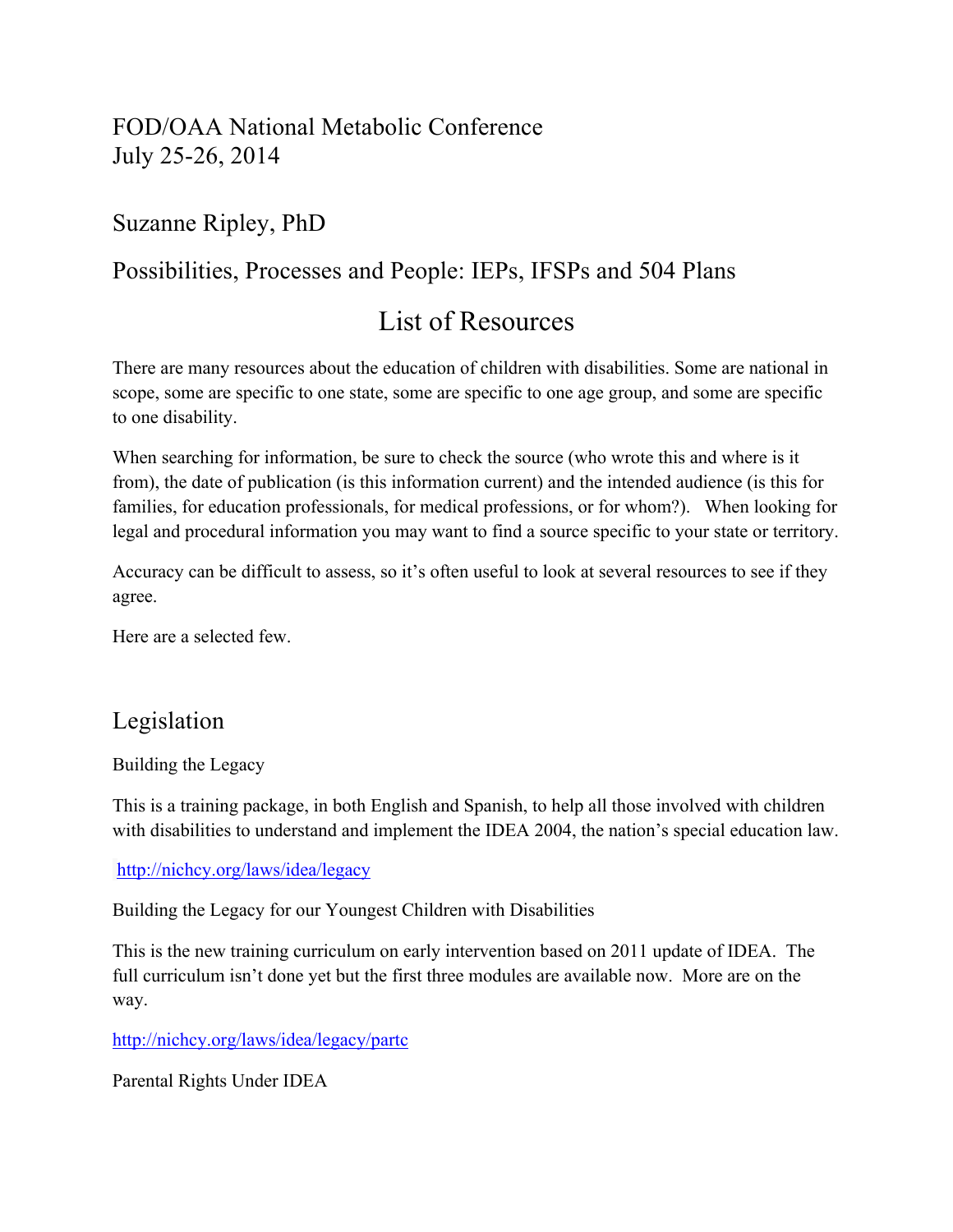FOD/OAA National Metabolic Conference
July 25-26, 2014

Suzanne Ripley, PhD

Possibilities, Processes and People: IEPs, IFSPs and 504 Plans

# List of Resources

There are many resources about the education of children with disabilities. Some are national in scope, some are specific to one state, some are specific to one age group, and some are specific to one disability.

When searching for information, be sure to check the source (who wrote this and where is it from), the date of publication (is this information current) and the intended audience (is this for families, for education professionals, for medical professions, or for whom?). When looking for legal and procedural information you may want to find a source specific to your state or territory.

Accuracy can be difficult to assess, so it's often useful to look at several resources to see if they agree.

Here are a selected few.

## Legislation

Building the Legacy

This is a training package, in both English and Spanish, to help all those involved with children with disabilities to understand and implement the IDEA 2004, the nation's special education law.

http://nichcy.org/laws/idea/legacy

Building the Legacy for our Youngest Children with Disabilities

This is the new training curriculum on early intervention based on 2011 update of IDEA. The full curriculum isn't done yet but the first three modules are available now. More are on the way.

http://nichcy.org/laws/idea/legacy/partc

Parental Rights Under IDEA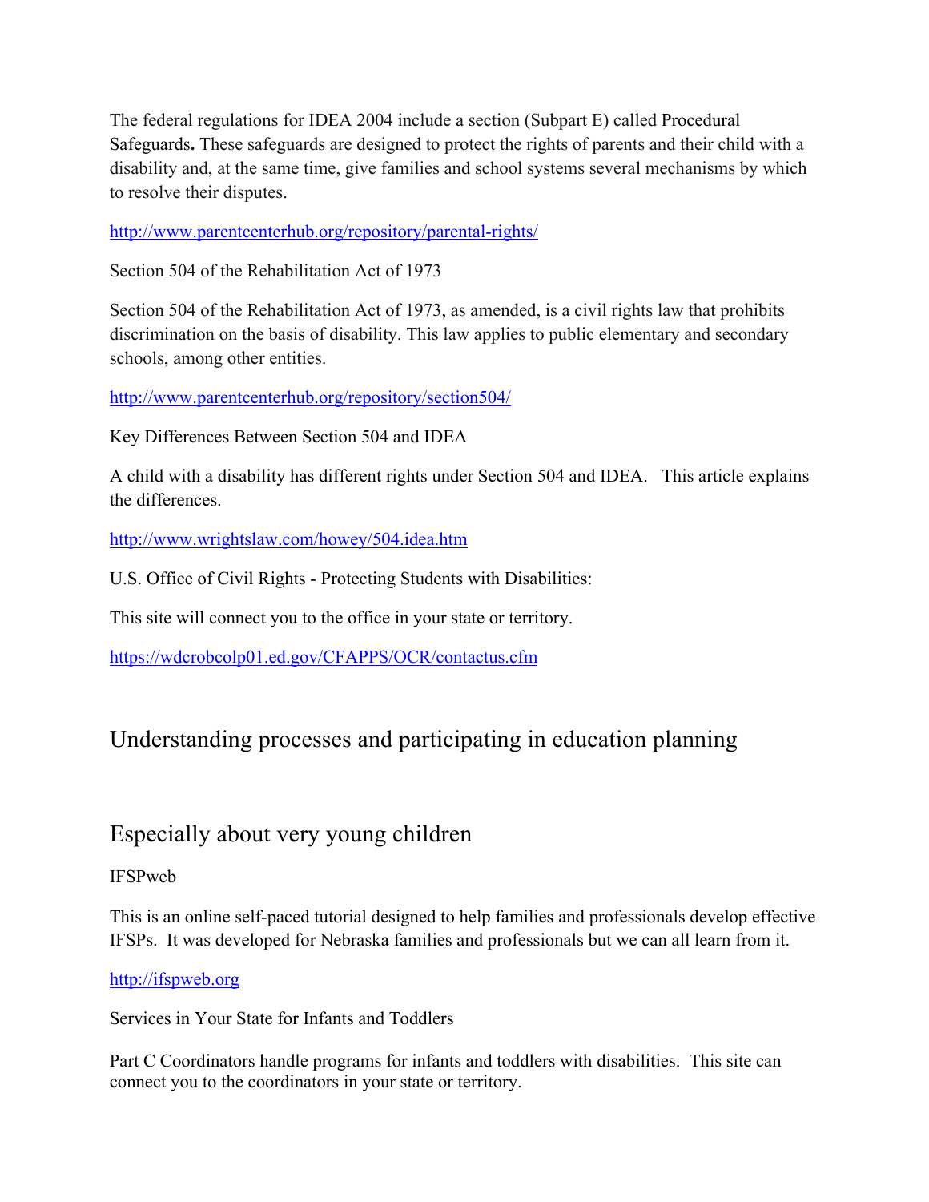The federal regulations for IDEA 2004 include a section (Subpart E) called Procedural Safeguards**.** These safeguards are designed to protect the rights of parents and their child with a disability and, at the same time, give families and school systems several mechanisms by which to resolve their disputes.

http://www.parentcenterhub.org/repository/parental-rights/

Section 504 of the Rehabilitation Act of 1973

Section 504 of the Rehabilitation Act of 1973, as amended, is a civil rights law that prohibits discrimination on the basis of disability. This law applies to public elementary and secondary schools, among other entities.

http://www.parentcenterhub.org/repository/section504/

Key Differences Between Section 504 and IDEA

A child with a disability has different rights under Section 504 and IDEA. This article explains the differences.

http://www.wrightslaw.com/howey/504.idea.htm

U.S. Office of Civil Rights - Protecting Students with Disabilities:

This site will connect you to the office in your state or territory.

https://wdcrobcolp01.ed.gov/CFAPPS/OCR/contactus.cfm

## Understanding processes and participating in education planning

## Especially about very young children

IFSPweb

This is an online self-paced tutorial designed to help families and professionals develop effective IFSPs. It was developed for Nebraska families and professionals but we can all learn from it.

http://ifspweb.org

Services in Your State for Infants and Toddlers

Part C Coordinators handle programs for infants and toddlers with disabilities. This site can connect you to the coordinators in your state or territory.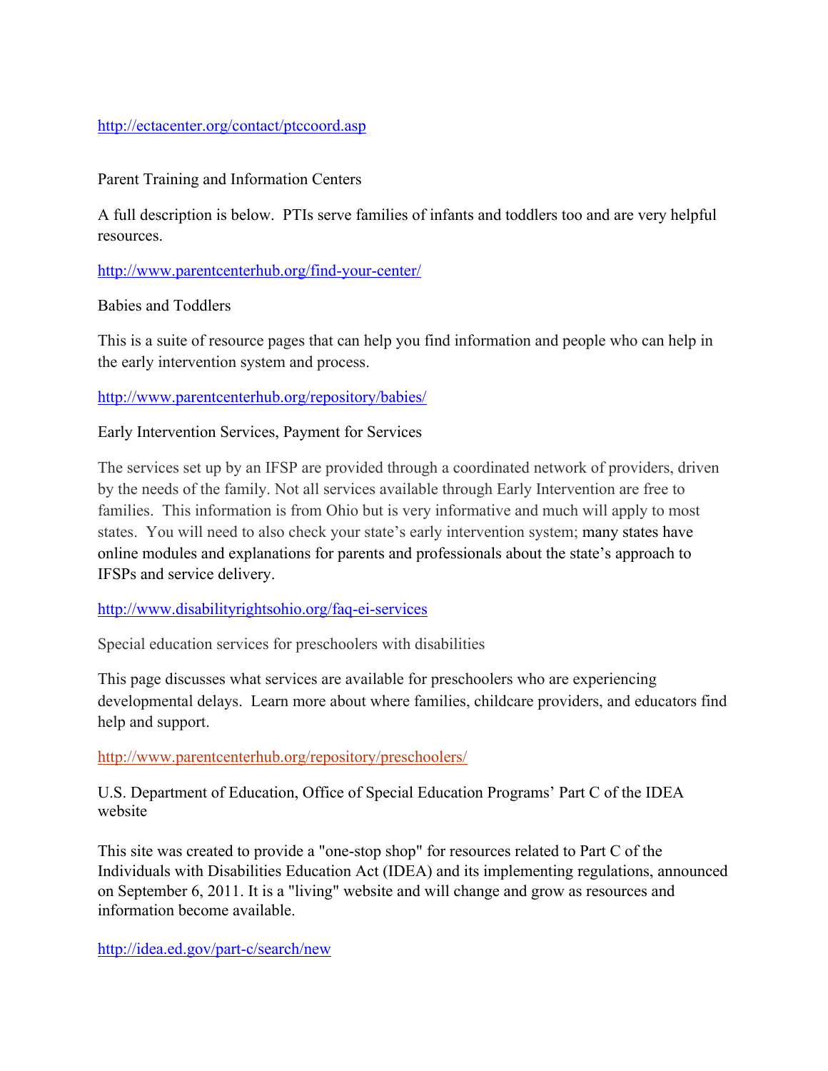http://ectacenter.org/contact/ptccoord.asp

Parent Training and Information Centers

A full description is below. PTIs serve families of infants and toddlers too and are very helpful resources.

http://www.parentcenterhub.org/find-your-center/

Babies and Toddlers

This is a suite of resource pages that can help you find information and people who can help in the early intervention system and process.

http://www.parentcenterhub.org/repository/babies/

Early Intervention Services, Payment for Services

The services set up by an IFSP are provided through a coordinated network of providers, driven by the needs of the family. Not all services available through Early Intervention are free to families. This information is from Ohio but is very informative and much will apply to most states. You will need to also check your state's early intervention system; many states have online modules and explanations for parents and professionals about the state's approach to IFSPs and service delivery.

http://www.disabilityrightsohio.org/faq-ei-services

Special education services for preschoolers with disabilities

This page discusses what services are available for preschoolers who are experiencing developmental delays. Learn more about where families, childcare providers, and educators find help and support.

http://www.parentcenterhub.org/repository/preschoolers/

U.S. Department of Education, Office of Special Education Programs' Part C of the IDEA website

This site was created to provide a "one-stop shop" for resources related to Part C of the Individuals with Disabilities Education Act (IDEA) and its implementing regulations, announced on September 6, 2011. It is a "living" website and will change and grow as resources and information become available.

http://idea.ed.gov/part-c/search/new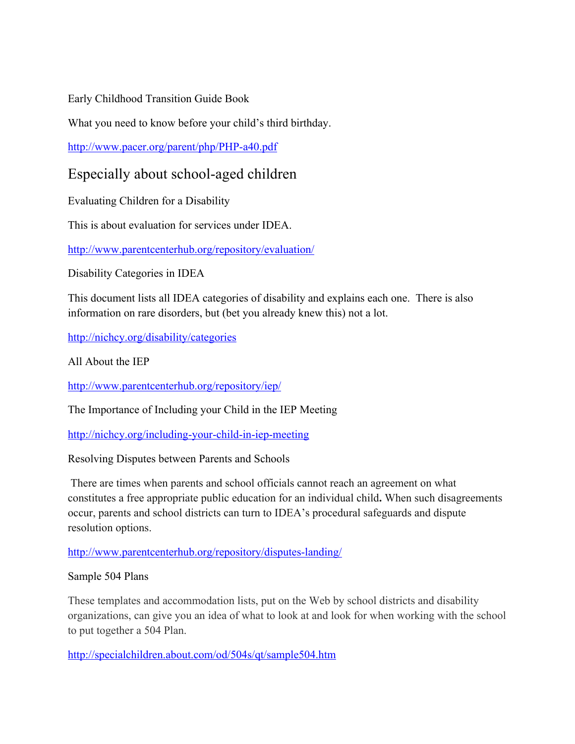Early Childhood Transition Guide Book

What you need to know before your child's third birthday.

http://www.pacer.org/parent/php/PHP-a40.pdf

## Especially about school-aged children

Evaluating Children for a Disability

This is about evaluation for services under IDEA.

http://www.parentcenterhub.org/repository/evaluation/

Disability Categories in IDEA

This document lists all IDEA categories of disability and explains each one. There is also information on rare disorders, but (bet you already knew this) not a lot.

http://nichcy.org/disability/categories

All About the IEP

http://www.parentcenterhub.org/repository/iep/

The Importance of Including your Child in the IEP Meeting

http://nichcy.org/including-your-child-in-iep-meeting

Resolving Disputes between Parents and Schools

There are times when parents and school officials cannot reach an agreement on what constitutes a free appropriate public education for an individual child**.** When such disagreements occur, parents and school districts can turn to IDEA's procedural safeguards and dispute resolution options.

http://www.parentcenterhub.org/repository/disputes-landing/

Sample 504 Plans

These templates and accommodation lists, put on the Web by school districts and disability organizations, can give you an idea of what to look at and look for when working with the school to put together a 504 Plan.

http://specialchildren.about.com/od/504s/qt/sample504.htm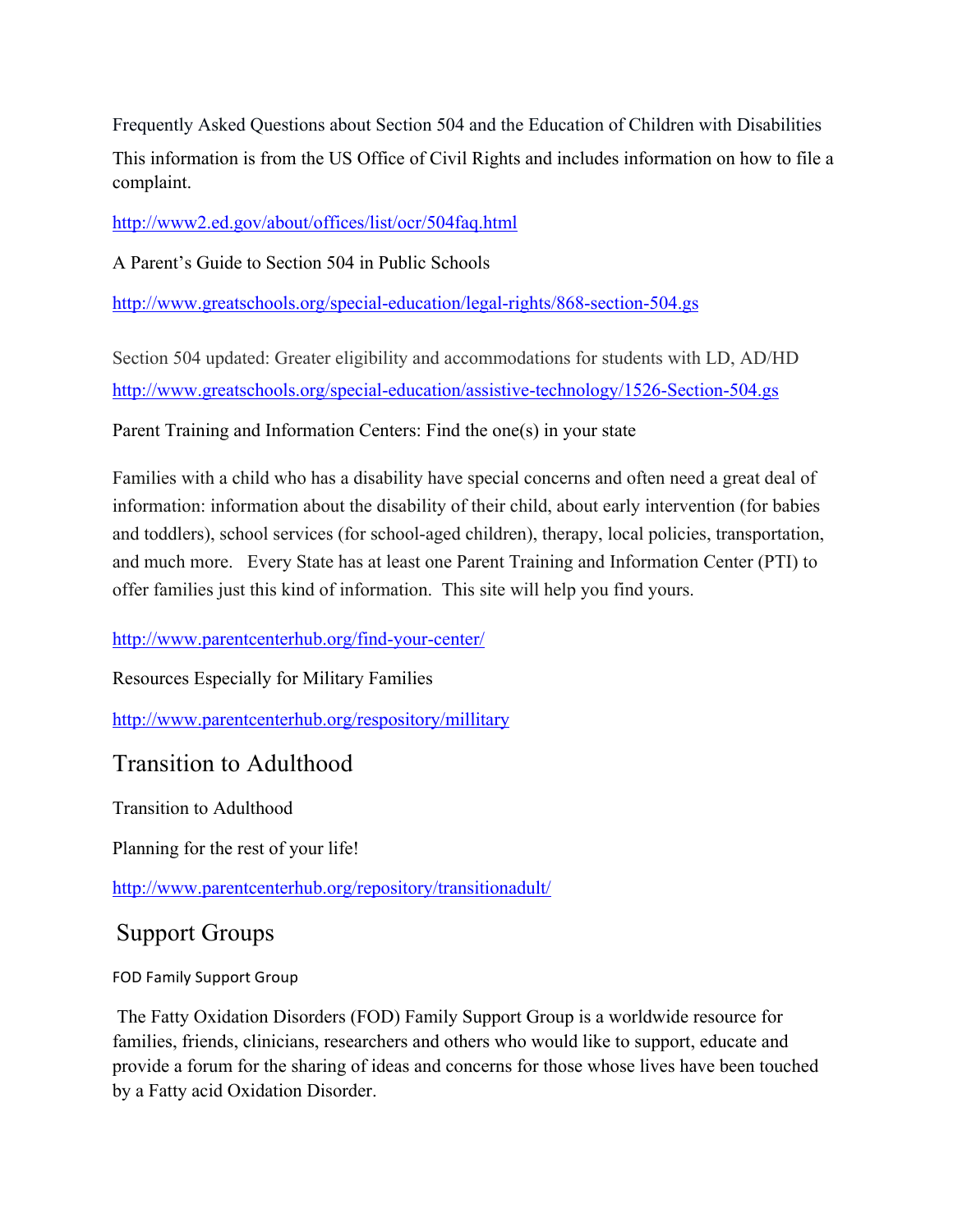Frequently Asked Questions about Section 504 and the Education of Children with Disabilities

This information is from the US Office of Civil Rights and includes information on how to file a complaint.

http://www2.ed.gov/about/offices/list/ocr/504faq.html

A Parent's Guide to Section 504 in Public Schools

http://www.greatschools.org/special-education/legal-rights/868-section-504.gs

Section 504 updated: Greater eligibility and accommodations for students with LD, AD/HD

http://www.greatschools.org/special-education/assistive-technology/1526-Section-504.gs

Parent Training and Information Centers: Find the one(s) in your state

Families with a child who has a disability have special concerns and often need a great deal of information: information about the disability of their child, about early intervention (for babies and toddlers), school services (for school-aged children), therapy, local policies, transportation, and much more. Every State has at least one Parent Training and Information Center (PTI) to offer families just this kind of information. This site will help you find yours.

http://www.parentcenterhub.org/find-your-center/

Resources Especially for Military Families

http://www.parentcenterhub.org/respository/millitary

## Transition to Adulthood

Transition to Adulthood

Planning for the rest of your life!

http://www.parentcenterhub.org/repository/transitionadult/

## Support Groups

FOD Family Support Group

The Fatty Oxidation Disorders (FOD) Family Support Group is a worldwide resource for families, friends, clinicians, researchers and others who would like to support, educate and provide a forum for the sharing of ideas and concerns for those whose lives have been touched by a Fatty acid Oxidation Disorder.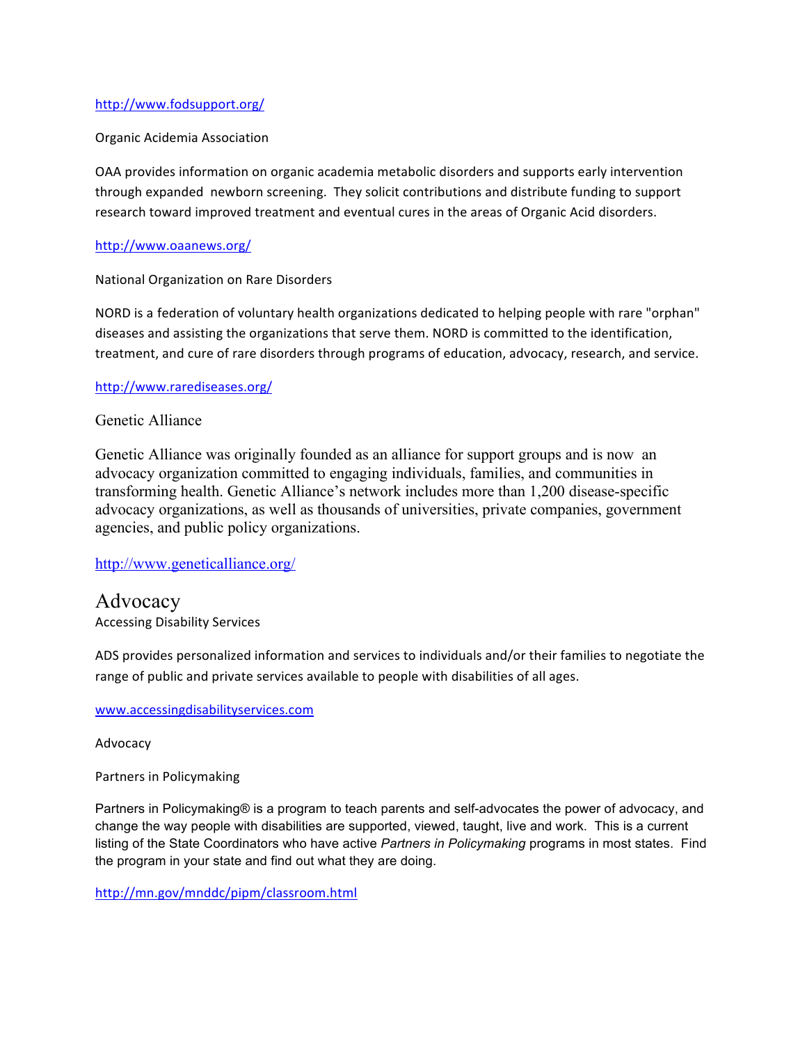http://www.fodsupport.org/

Organic Acidemia Association

OAA provides information on organic academia metabolic disorders and supports early intervention through expanded newborn screening. They solicit contributions and distribute funding to support research toward improved treatment and eventual cures in the areas of Organic Acid disorders.

http://www.oaanews.org/

National Organization on Rare Disorders

NORD is a federation of voluntary health organizations dedicated to helping people with rare "orphan" diseases and assisting the organizations that serve them. NORD is committed to the identification, treatment, and cure of rare disorders through programs of education, advocacy, research, and service.

http://www.rarediseases.org/

Genetic Alliance

Genetic Alliance was originally founded as an alliance for support groups and is now an advocacy organization committed to engaging individuals, families, and communities in transforming health. Genetic Alliance's network includes more than 1,200 disease-specific advocacy organizations, as well as thousands of universities, private companies, government agencies, and public policy organizations.

http://www.geneticalliance.org/

## Advocacy

Accessing Disability Services

ADS provides personalized information and services to individuals and/or their families to negotiate the range of public and private services available to people with disabilities of all ages.

www.accessingdisabilityservices.com

Advocacy

Partners in Policymaking

Partners in Policymaking® is a program to teach parents and self-advocates the power of advocacy, and change the way people with disabilities are supported, viewed, taught, live and work. This is a current listing of the State Coordinators who have active *Partners in Policymaking* programs in most states. Find the program in your state and find out what they are doing.

http://mn.gov/mnddc/pipm/classroom.html